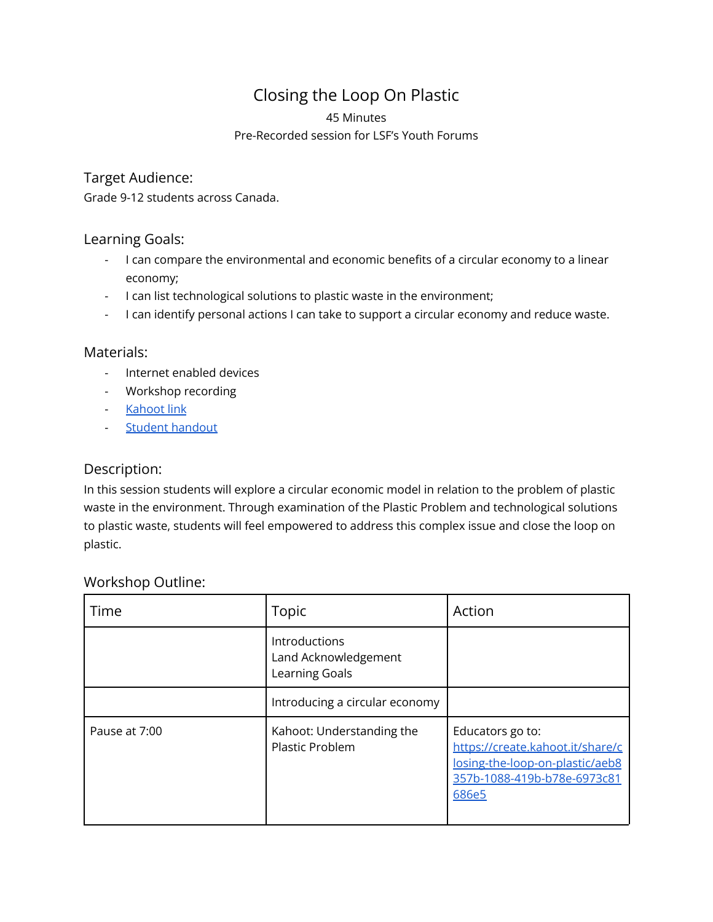# Closing the Loop On Plastic

45 Minutes

Pre-Recorded session for LSF's Youth Forums

## Target Audience:

Grade 9-12 students across Canada.

## Learning Goals:

- I can compare the environmental and economic benefits of a circular economy to a linear economy;
- I can list technological solutions to plastic waste in the environment;
- I can identify personal actions I can take to support a circular economy and reduce waste.

## Materials:

- Internet enabled devices
- Workshop recording
- Kahoot link
- Student handout

## Description:

In this session students will explore a circular economic model in relation to the problem of plastic waste in the environment. Through examination of the Plastic Problem and technological solutions to plastic waste, students will feel empowered to address this complex issue and close the loop on plastic.

## Workshop Outline:

| Time | Topic | Action |
| --- | --- | --- |
| | Introductions<br>Land Acknowledgement<br>Learning Goals | |
| | Introducing a circular economy | |
| Pause at 7:00 | Kahoot: Understanding the Plastic Problem | Educators go to: https://create.kahoot.it/share/closing-the-loop-on-plastic/aeb8357b-1088-419b-b78e-6973c81686e5 |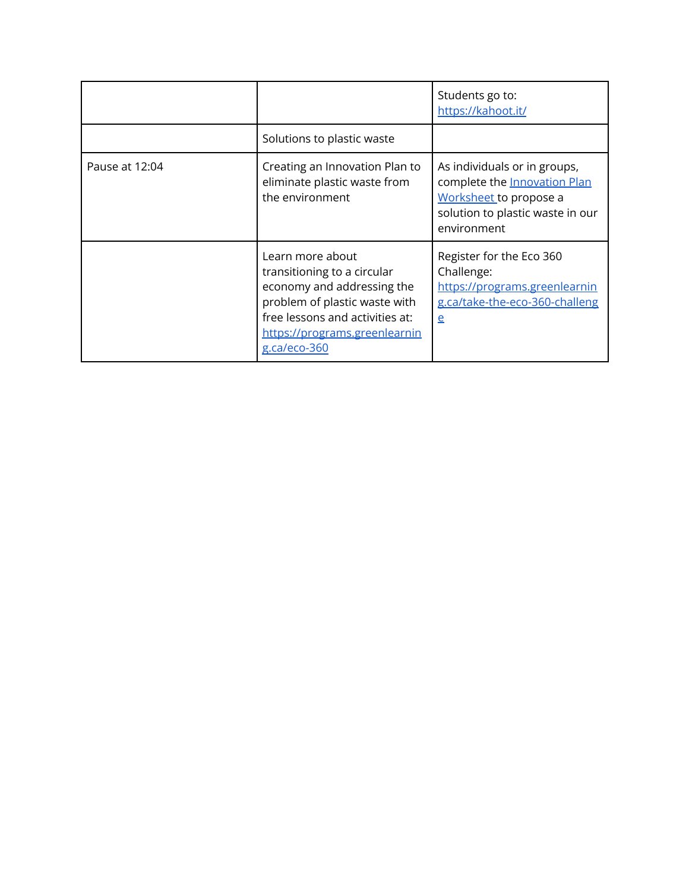| | | |
|---|---|---|
| | | Students go to: [https://kahoot.it/](https://kahoot.it/) |
| | Solutions to plastic waste | |
| Pause at 12:04 | Creating an Innovation Plan to eliminate plastic waste from the environment | As individuals or in groups, complete the Innovation Plan Worksheet to propose a solution to plastic waste in our environment |
| | Learn more about transitioning to a circular economy and addressing the problem of plastic waste with free lessons and activities at: [https://programs.greenlearning.ca/eco-360](https://programs.greenlearning.ca/eco-360) | Register for the Eco 360 Challenge: [https://programs.greenlearning.ca/take-the-eco-360-challenge](https://programs.greenlearning.ca/take-the-eco-360-challenge) |